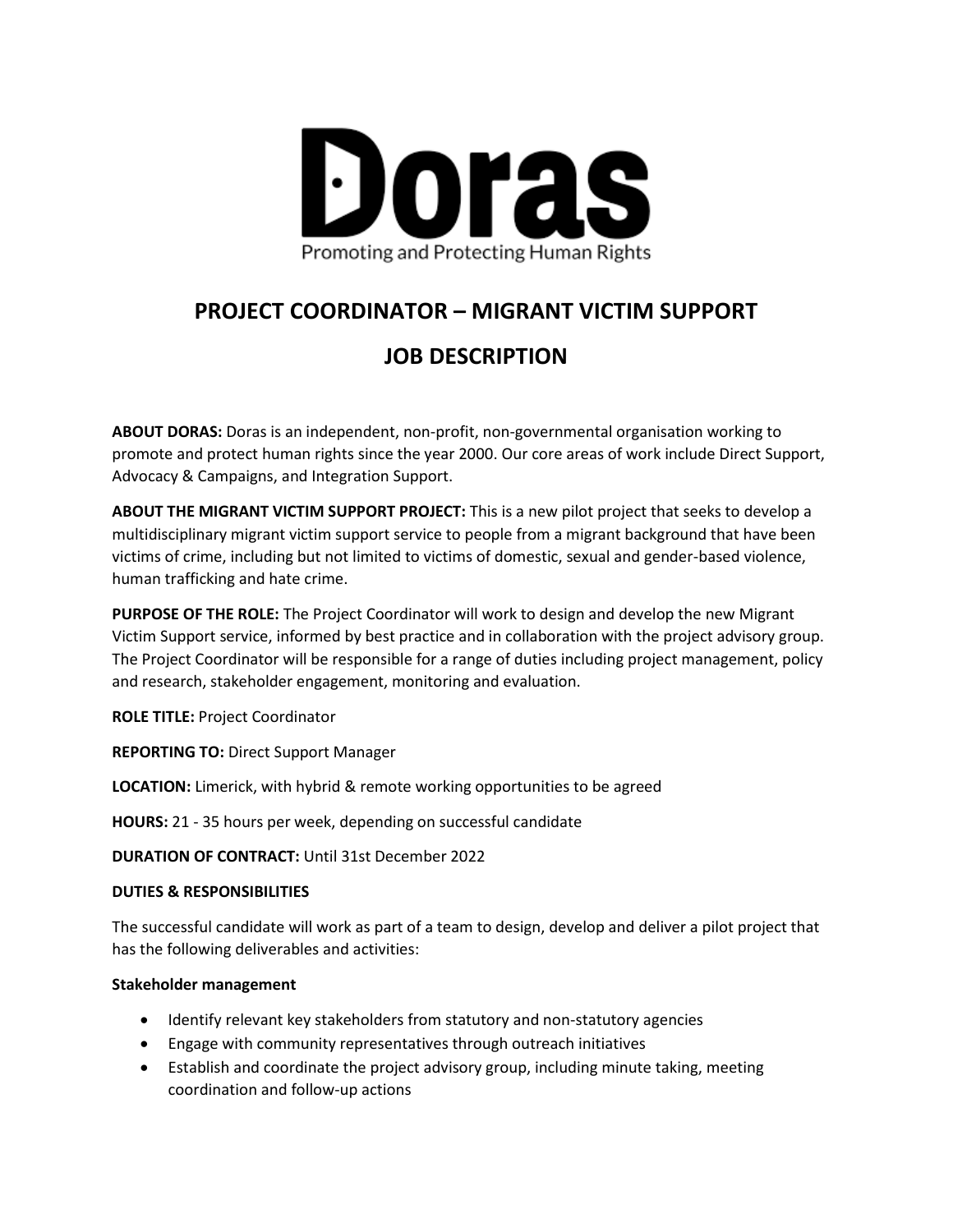# Doras

Promoting and Protecting Human Rights

## PROJECT COORDINATOR – MIGRANT VICTIM SUPPORT

## JOB DESCRIPTION

**ABOUT DORAS:** Doras is an independent, non-profit, non-governmental organisation working to promote and protect human rights since the year 2000. Our core areas of work include Direct Support, Advocacy & Campaigns, and Integration Support.

**ABOUT THE MIGRANT VICTIM SUPPORT PROJECT:** This is a new pilot project that seeks to develop a multidisciplinary migrant victim support service to people from a migrant background that have been victims of crime, including but not limited to victims of domestic, sexual and gender-based violence, human trafficking and hate crime.

**PURPOSE OF THE ROLE:** The Project Coordinator will work to design and develop the new Migrant Victim Support service, informed by best practice and in collaboration with the project advisory group. The Project Coordinator will be responsible for a range of duties including project management, policy and research, stakeholder engagement, monitoring and evaluation.

**ROLE TITLE:** Project Coordinator

**REPORTING TO:** Direct Support Manager

**LOCATION:** Limerick, with hybrid & remote working opportunities to be agreed

**HOURS:** 21 - 35 hours per week, depending on successful candidate

**DURATION OF CONTRACT:** Until 31st December 2022

**DUTIES & RESPONSIBILITIES**

The successful candidate will work as part of a team to design, develop and deliver a pilot project that has the following deliverables and activities:

**Stakeholder management**

- Identify relevant key stakeholders from statutory and non-statutory agencies
- Engage with community representatives through outreach initiatives
- Establish and coordinate the project advisory group, including minute taking, meeting coordination and follow-up actions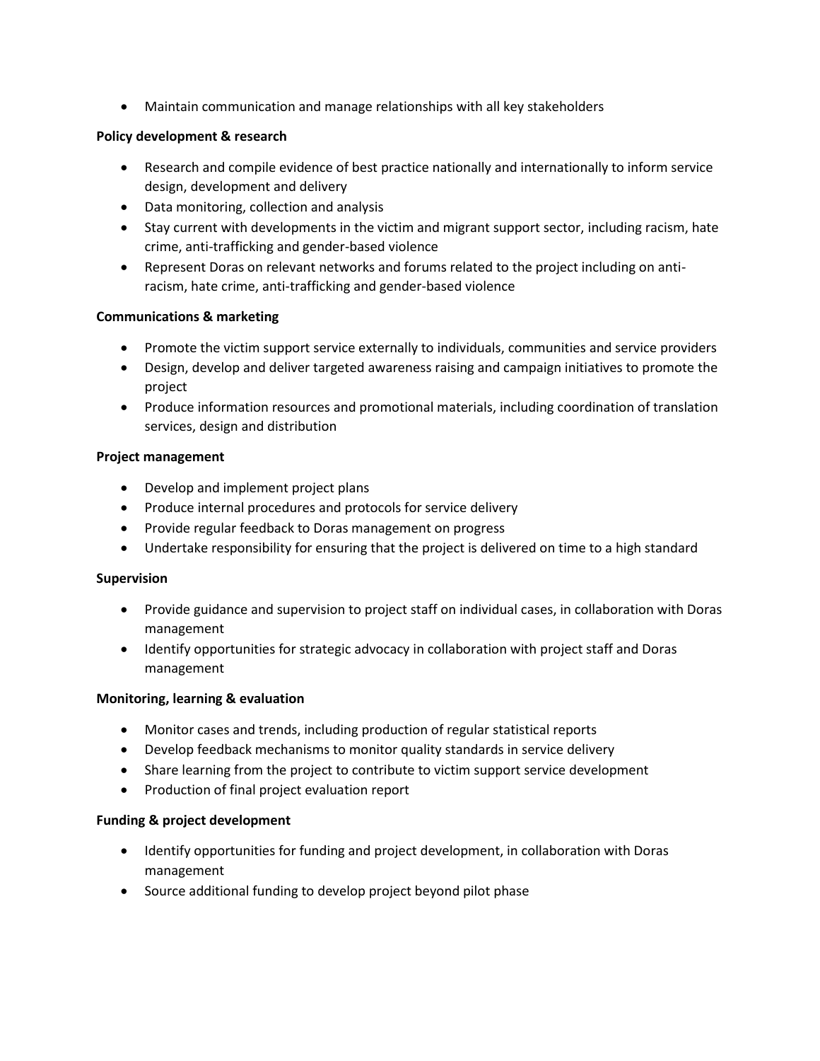- Maintain communication and manage relationships with all key stakeholders

**Policy development & research**

- Research and compile evidence of best practice nationally and internationally to inform service design, development and delivery
- Data monitoring, collection and analysis
- Stay current with developments in the victim and migrant support sector, including racism, hate crime, anti-trafficking and gender-based violence
- Represent Doras on relevant networks and forums related to the project including on anti-racism, hate crime, anti-trafficking and gender-based violence

**Communications & marketing**

- Promote the victim support service externally to individuals, communities and service providers
- Design, develop and deliver targeted awareness raising and campaign initiatives to promote the project
- Produce information resources and promotional materials, including coordination of translation services, design and distribution

**Project management**

- Develop and implement project plans
- Produce internal procedures and protocols for service delivery
- Provide regular feedback to Doras management on progress
- Undertake responsibility for ensuring that the project is delivered on time to a high standard

**Supervision**

- Provide guidance and supervision to project staff on individual cases, in collaboration with Doras management
- Identify opportunities for strategic advocacy in collaboration with project staff and Doras management

**Monitoring, learning & evaluation**

- Monitor cases and trends, including production of regular statistical reports
- Develop feedback mechanisms to monitor quality standards in service delivery
- Share learning from the project to contribute to victim support service development
- Production of final project evaluation report

**Funding & project development**

- Identify opportunities for funding and project development, in collaboration with Doras management
- Source additional funding to develop project beyond pilot phase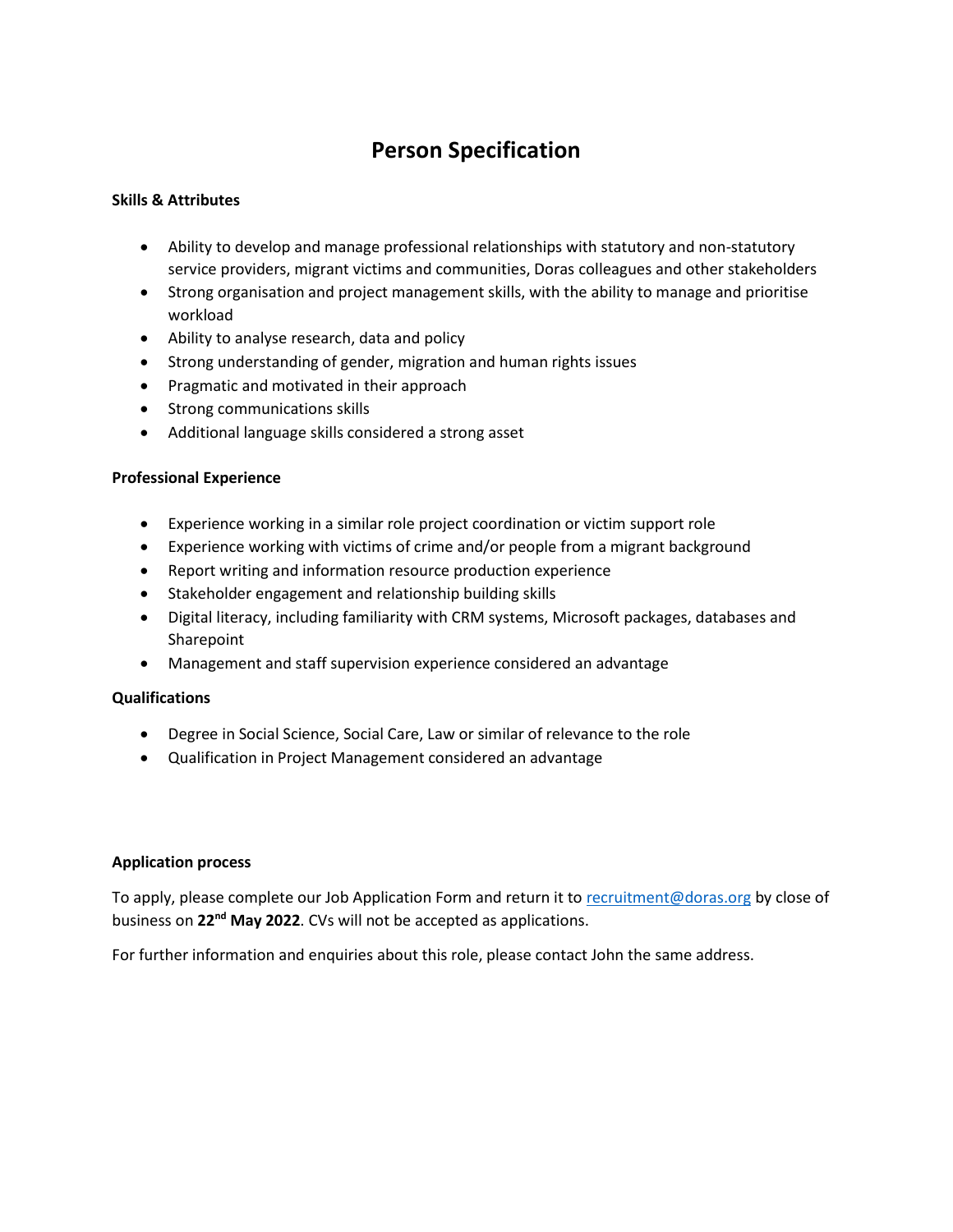# Person Specification

**Skills & Attributes**

- Ability to develop and manage professional relationships with statutory and non-statutory service providers, migrant victims and communities, Doras colleagues and other stakeholders
- Strong organisation and project management skills, with the ability to manage and prioritise workload
- Ability to analyse research, data and policy
- Strong understanding of gender, migration and human rights issues
- Pragmatic and motivated in their approach
- Strong communications skills
- Additional language skills considered a strong asset

**Professional Experience**

- Experience working in a similar role project coordination or victim support role
- Experience working with victims of crime and/or people from a migrant background
- Report writing and information resource production experience
- Stakeholder engagement and relationship building skills
- Digital literacy, including familiarity with CRM systems, Microsoft packages, databases and Sharepoint
- Management and staff supervision experience considered an advantage

**Qualifications**

- Degree in Social Science, Social Care, Law or similar of relevance to the role
- Qualification in Project Management considered an advantage

**Application process**

To apply, please complete our Job Application Form and return it to recruitment@doras.org by close of business on **22nd May 2022**. CVs will not be accepted as applications.

For further information and enquiries about this role, please contact John the same address.